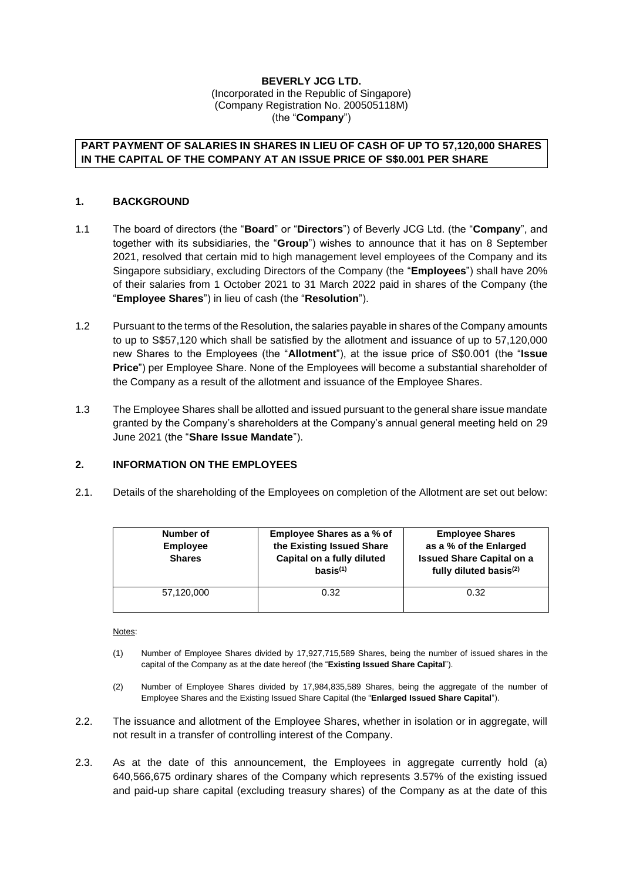**BEVERLY JCG LTD.**
(Incorporated in the Republic of Singapore)
(Company Registration No. 200505118M)
(the "**Company**")

**PART PAYMENT OF SALARIES IN SHARES IN LIEU OF CASH OF UP TO 57,120,000 SHARES IN THE CAPITAL OF THE COMPANY AT AN ISSUE PRICE OF S$0.001 PER SHARE**

## 1. BACKGROUND

1.1 The board of directors (the "**Board**" or "**Directors**") of Beverly JCG Ltd. (the "**Company**", and together with its subsidiaries, the "**Group**") wishes to announce that it has on 8 September 2021, resolved that certain mid to high management level employees of the Company and its Singapore subsidiary, excluding Directors of the Company (the "**Employees**") shall have 20% of their salaries from 1 October 2021 to 31 March 2022 paid in shares of the Company (the "**Employee Shares**") in lieu of cash (the "**Resolution**").

1.2 Pursuant to the terms of the Resolution, the salaries payable in shares of the Company amounts to up to S$57,120 which shall be satisfied by the allotment and issuance of up to 57,120,000 new Shares to the Employees (the "**Allotment**"), at the issue price of S$0.001 (the "**Issue Price**") per Employee Share. None of the Employees will become a substantial shareholder of the Company as a result of the allotment and issuance of the Employee Shares.

1.3 The Employee Shares shall be allotted and issued pursuant to the general share issue mandate granted by the Company's shareholders at the Company's annual general meeting held on 29 June 2021 (the "**Share Issue Mandate**").

## 2. INFORMATION ON THE EMPLOYEES

2.1. Details of the shareholding of the Employees on completion of the Allotment are set out below:

| Number of Employee Shares | Employee Shares as a % of the Existing Issued Share Capital on a fully diluted basis[(1)] | Employee Shares as a % of the Enlarged Issued Share Capital on a fully diluted basis[(2)] |
|---|---|---|
| 57,120,000 | 0.32 | 0.32 |

Notes:

(1) Number of Employee Shares divided by 17,927,715,589 Shares, being the number of issued shares in the capital of the Company as at the date hereof (the "**Existing Issued Share Capital**").

(2) Number of Employee Shares divided by 17,984,835,589 Shares, being the aggregate of the number of Employee Shares and the Existing Issued Share Capital (the "**Enlarged Issued Share Capital**").

2.2. The issuance and allotment of the Employee Shares, whether in isolation or in aggregate, will not result in a transfer of controlling interest of the Company.

2.3. As at the date of this announcement, the Employees in aggregate currently hold (a) 640,566,675 ordinary shares of the Company which represents 3.57% of the existing issued and paid-up share capital (excluding treasury shares) of the Company as at the date of this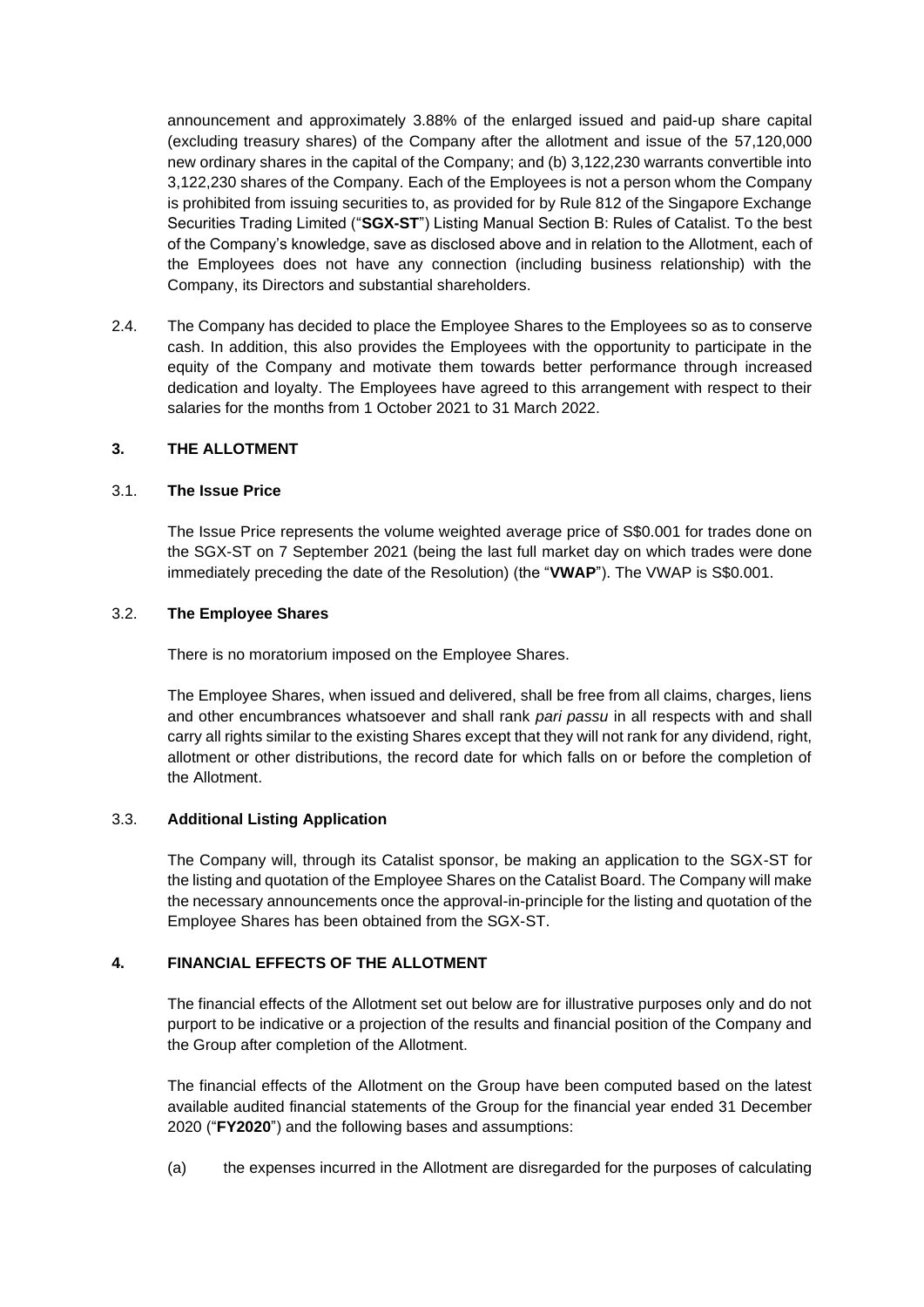announcement and approximately 3.88% of the enlarged issued and paid-up share capital (excluding treasury shares) of the Company after the allotment and issue of the 57,120,000 new ordinary shares in the capital of the Company; and (b) 3,122,230 warrants convertible into 3,122,230 shares of the Company. Each of the Employees is not a person whom the Company is prohibited from issuing securities to, as provided for by Rule 812 of the Singapore Exchange Securities Trading Limited ("**SGX-ST**") Listing Manual Section B: Rules of Catalist. To the best of the Company's knowledge, save as disclosed above and in relation to the Allotment, each of the Employees does not have any connection (including business relationship) with the Company, its Directors and substantial shareholders.

2.4. The Company has decided to place the Employee Shares to the Employees so as to conserve cash. In addition, this also provides the Employees with the opportunity to participate in the equity of the Company and motivate them towards better performance through increased dedication and loyalty. The Employees have agreed to this arrangement with respect to their salaries for the months from 1 October 2021 to 31 March 2022.

## 3. THE ALLOTMENT

### 3.1. The Issue Price

The Issue Price represents the volume weighted average price of S$0.001 for trades done on the SGX-ST on 7 September 2021 (being the last full market day on which trades were done immediately preceding the date of the Resolution) (the "**VWAP**"). The VWAP is S$0.001.

### 3.2. The Employee Shares

There is no moratorium imposed on the Employee Shares.

The Employee Shares, when issued and delivered, shall be free from all claims, charges, liens and other encumbrances whatsoever and shall rank *pari passu* in all respects with and shall carry all rights similar to the existing Shares except that they will not rank for any dividend, right, allotment or other distributions, the record date for which falls on or before the completion of the Allotment.

### 3.3. Additional Listing Application

The Company will, through its Catalist sponsor, be making an application to the SGX-ST for the listing and quotation of the Employee Shares on the Catalist Board. The Company will make the necessary announcements once the approval-in-principle for the listing and quotation of the Employee Shares has been obtained from the SGX-ST.

## 4. FINANCIAL EFFECTS OF THE ALLOTMENT

The financial effects of the Allotment set out below are for illustrative purposes only and do not purport to be indicative or a projection of the results and financial position of the Company and the Group after completion of the Allotment.

The financial effects of the Allotment on the Group have been computed based on the latest available audited financial statements of the Group for the financial year ended 31 December 2020 ("**FY2020**") and the following bases and assumptions:

(a) the expenses incurred in the Allotment are disregarded for the purposes of calculating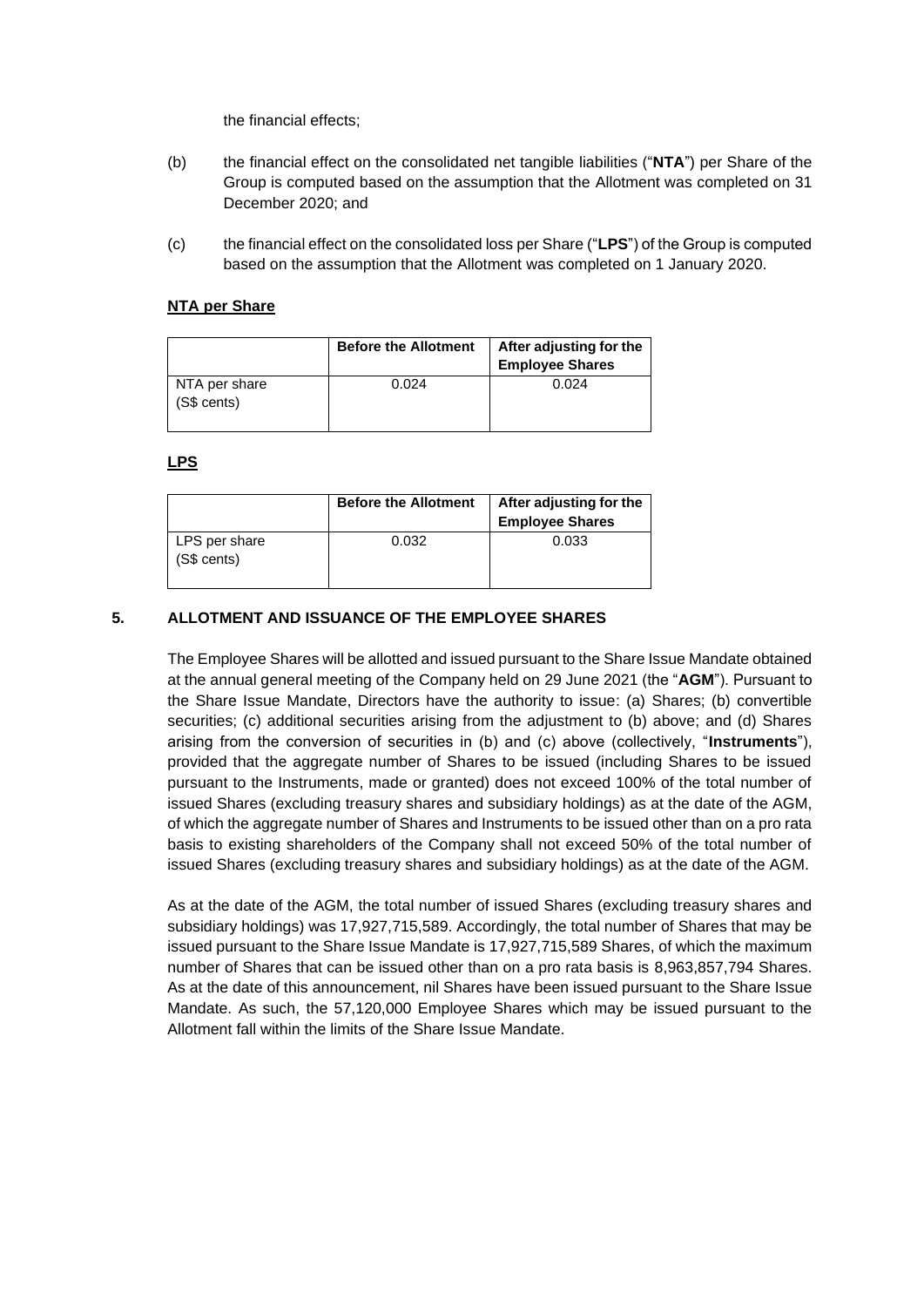the financial effects;

(b) the financial effect on the consolidated net tangible liabilities ("**NTA**") per Share of the Group is computed based on the assumption that the Allotment was completed on 31 December 2020; and

(c) the financial effect on the consolidated loss per Share ("**LPS**") of the Group is computed based on the assumption that the Allotment was completed on 1 January 2020.

**NTA per Share**

| | **Before the Allotment** | **After adjusting for the Employee Shares** |
|---|---|---|
| NTA per share (S$ cents) | 0.024 | 0.024 |

**LPS**

| | **Before the Allotment** | **After adjusting for the Employee Shares** |
|---|---|---|
| LPS per share (S$ cents) | 0.032 | 0.033 |

## 5. ALLOTMENT AND ISSUANCE OF THE EMPLOYEE SHARES

The Employee Shares will be allotted and issued pursuant to the Share Issue Mandate obtained at the annual general meeting of the Company held on 29 June 2021 (the "**AGM**"). Pursuant to the Share Issue Mandate, Directors have the authority to issue: (a) Shares; (b) convertible securities; (c) additional securities arising from the adjustment to (b) above; and (d) Shares arising from the conversion of securities in (b) and (c) above (collectively, "**Instruments**"), provided that the aggregate number of Shares to be issued (including Shares to be issued pursuant to the Instruments, made or granted) does not exceed 100% of the total number of issued Shares (excluding treasury shares and subsidiary holdings) as at the date of the AGM, of which the aggregate number of Shares and Instruments to be issued other than on a pro rata basis to existing shareholders of the Company shall not exceed 50% of the total number of issued Shares (excluding treasury shares and subsidiary holdings) as at the date of the AGM.

As at the date of the AGM, the total number of issued Shares (excluding treasury shares and subsidiary holdings) was 17,927,715,589. Accordingly, the total number of Shares that may be issued pursuant to the Share Issue Mandate is 17,927,715,589 Shares, of which the maximum number of Shares that can be issued other than on a pro rata basis is 8,963,857,794 Shares. As at the date of this announcement, nil Shares have been issued pursuant to the Share Issue Mandate. As such, the 57,120,000 Employee Shares which may be issued pursuant to the Allotment fall within the limits of the Share Issue Mandate.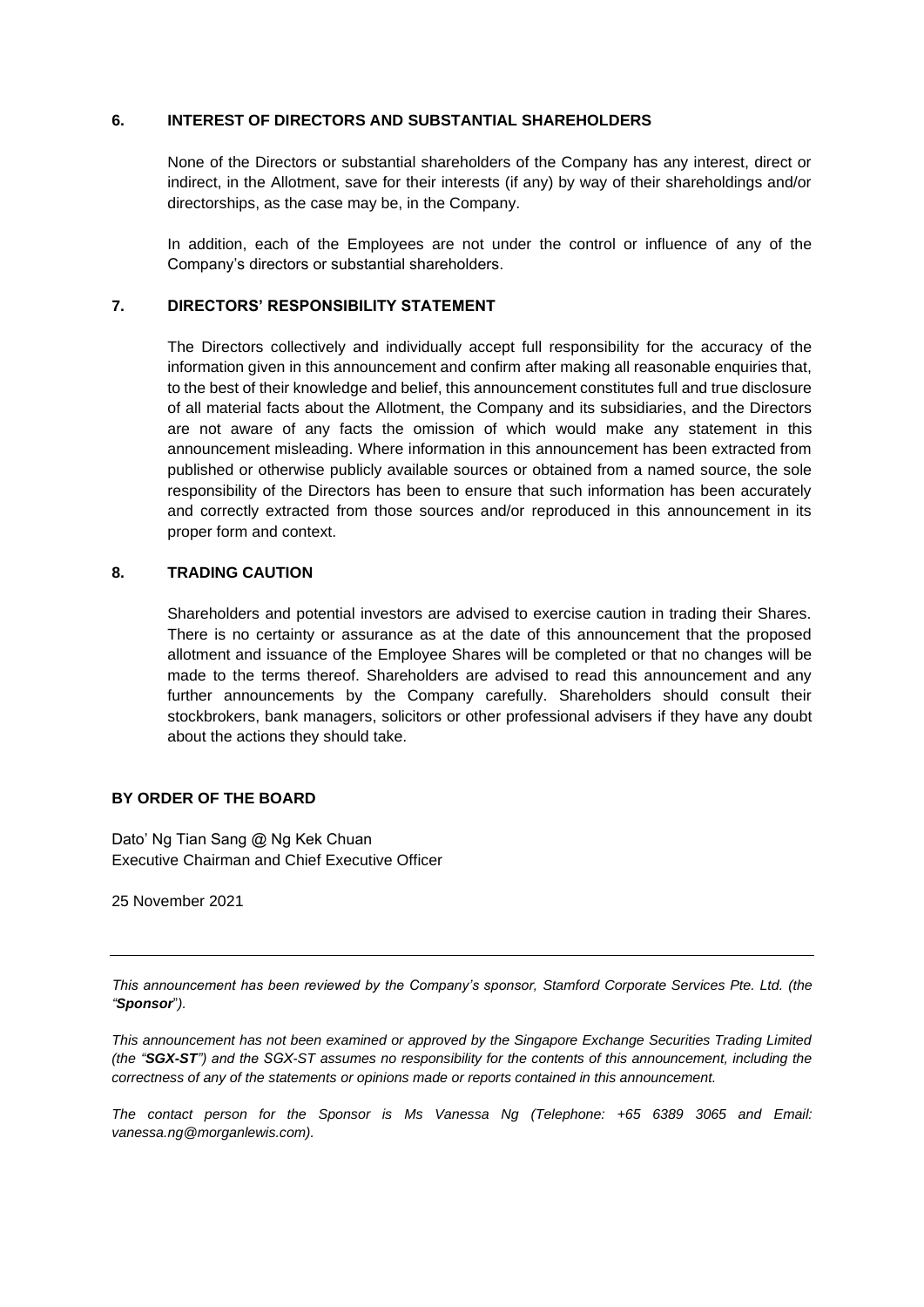## 6. INTEREST OF DIRECTORS AND SUBSTANTIAL SHAREHOLDERS

None of the Directors or substantial shareholders of the Company has any interest, direct or indirect, in the Allotment, save for their interests (if any) by way of their shareholdings and/or directorships, as the case may be, in the Company.

In addition, each of the Employees are not under the control or influence of any of the Company's directors or substantial shareholders.

## 7. DIRECTORS' RESPONSIBILITY STATEMENT

The Directors collectively and individually accept full responsibility for the accuracy of the information given in this announcement and confirm after making all reasonable enquiries that, to the best of their knowledge and belief, this announcement constitutes full and true disclosure of all material facts about the Allotment, the Company and its subsidiaries, and the Directors are not aware of any facts the omission of which would make any statement in this announcement misleading. Where information in this announcement has been extracted from published or otherwise publicly available sources or obtained from a named source, the sole responsibility of the Directors has been to ensure that such information has been accurately and correctly extracted from those sources and/or reproduced in this announcement in its proper form and context.

## 8. TRADING CAUTION

Shareholders and potential investors are advised to exercise caution in trading their Shares. There is no certainty or assurance as at the date of this announcement that the proposed allotment and issuance of the Employee Shares will be completed or that no changes will be made to the terms thereof. Shareholders are advised to read this announcement and any further announcements by the Company carefully. Shareholders should consult their stockbrokers, bank managers, solicitors or other professional advisers if they have any doubt about the actions they should take.

**BY ORDER OF THE BOARD**

Dato' Ng Tian Sang @ Ng Kek Chuan
Executive Chairman and Chief Executive Officer

25 November 2021

---

*This announcement has been reviewed by the Company's sponsor, Stamford Corporate Services Pte. Ltd. (the "**Sponsor**").*

*This announcement has not been examined or approved by the Singapore Exchange Securities Trading Limited (the "**SGX-ST**") and the SGX-ST assumes no responsibility for the contents of this announcement, including the correctness of any of the statements or opinions made or reports contained in this announcement.*

*The contact person for the Sponsor is Ms Vanessa Ng (Telephone: +65 6389 3065 and Email: vanessa.ng@morganlewis.com).*